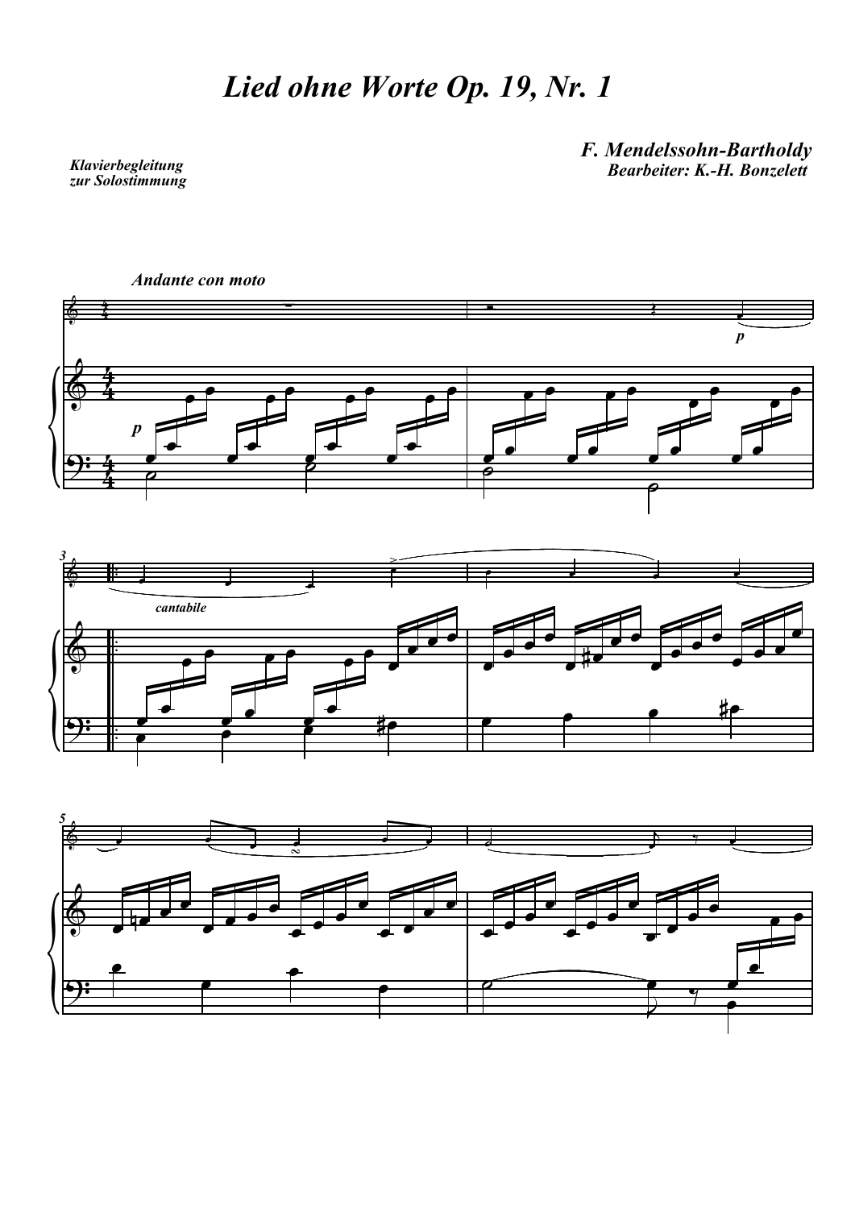# Lied ohne Worte Op. 19, Nr. 1

**F. Mendelssohn-Bartholdy**
**Bearbeiter: K.-H. Bonzelett**

*Klavierbegleitung zur Solostimmung*

*Andante con moto*